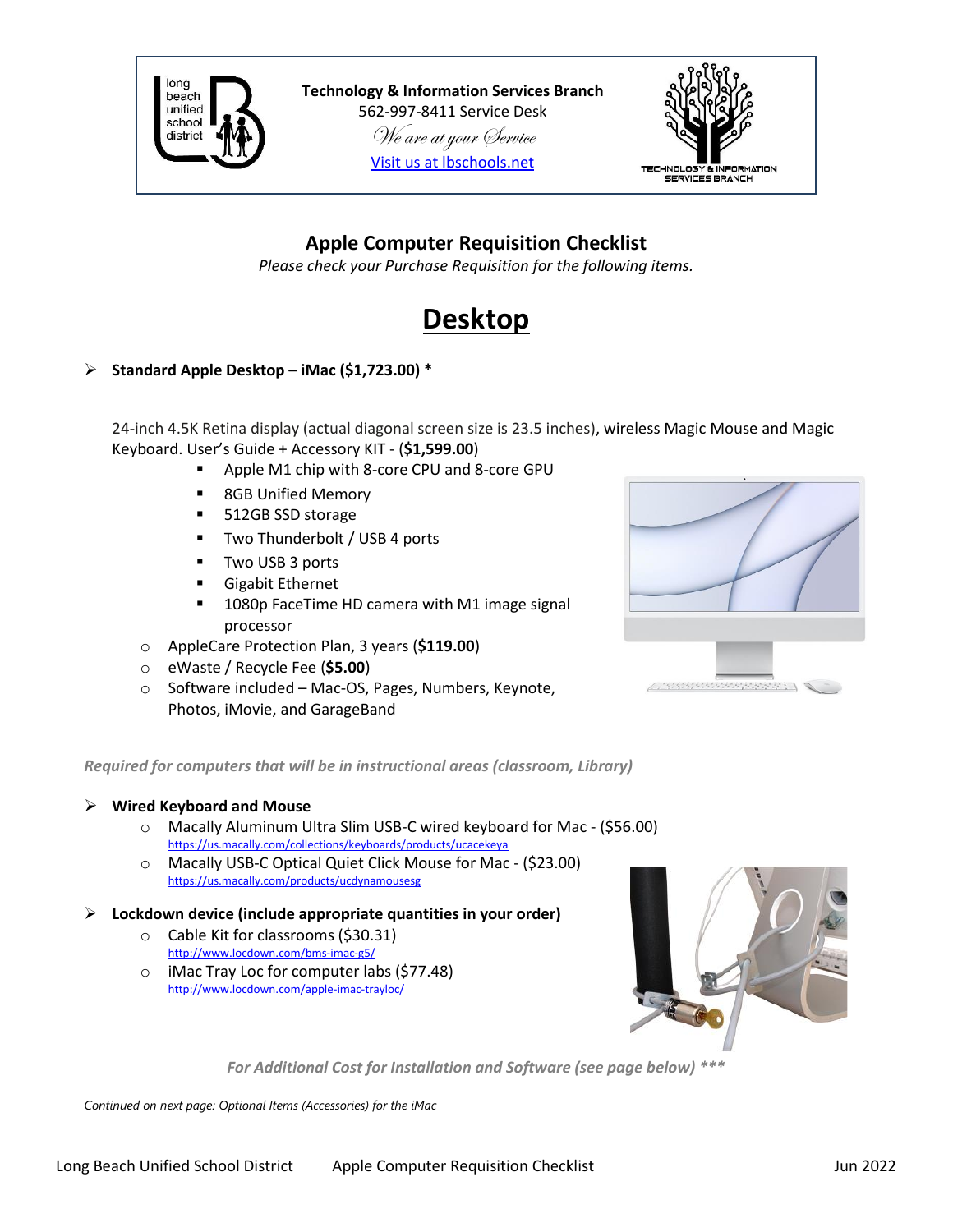**Technology & Information Services Branch**
562-997-8411 Service Desk
*We are at your Service*
[Visit us at lbschools.net]

## Apple Computer Requisition Checklist

*Please check your Purchase Requisition for the following items.*

# Desktop

- **Standard Apple Desktop – iMac ($1,723.00) ***

  24-inch 4.5K Retina display (actual diagonal screen size is 23.5 inches), wireless Magic Mouse and Magic Keyboard. User's Guide + Accessory KIT - (**$1,599.00**)
    - Apple M1 chip with 8-core CPU and 8-core GPU
    - 8GB Unified Memory
    - 512GB SSD storage
    - Two Thunderbolt / USB 4 ports
    - Two USB 3 ports
    - Gigabit Ethernet
    - 1080p FaceTime HD camera with M1 image signal processor
  - AppleCare Protection Plan, 3 years (**$119.00**)
  - eWaste / Recycle Fee (**$5.00**)
  - Software included – Mac-OS, Pages, Numbers, Keynote, Photos, iMovie, and GarageBand

***Required for computers that will be in instructional areas (classroom, Library)***

- **Wired Keyboard and Mouse**
  - Macally Aluminum Ultra Slim USB-C wired keyboard for Mac - ($56.00)
    https://us.macally.com/collections/keyboards/products/ucacekeya
  - Macally USB-C Optical Quiet Click Mouse for Mac - ($23.00)
    https://us.macally.com/products/ucdynamousesg

- **Lockdown device (include appropriate quantities in your order)**
  - Cable Kit for classrooms ($30.31)
    http://www.locdown.com/bms-imac-g5/
  - iMac Tray Loc for computer labs ($77.48)
    http://www.locdown.com/apple-imac-trayloc/

***For Additional Cost for Installation and Software (see page below) \*\*\****

*Continued on next page: Optional Items (Accessories) for the iMac*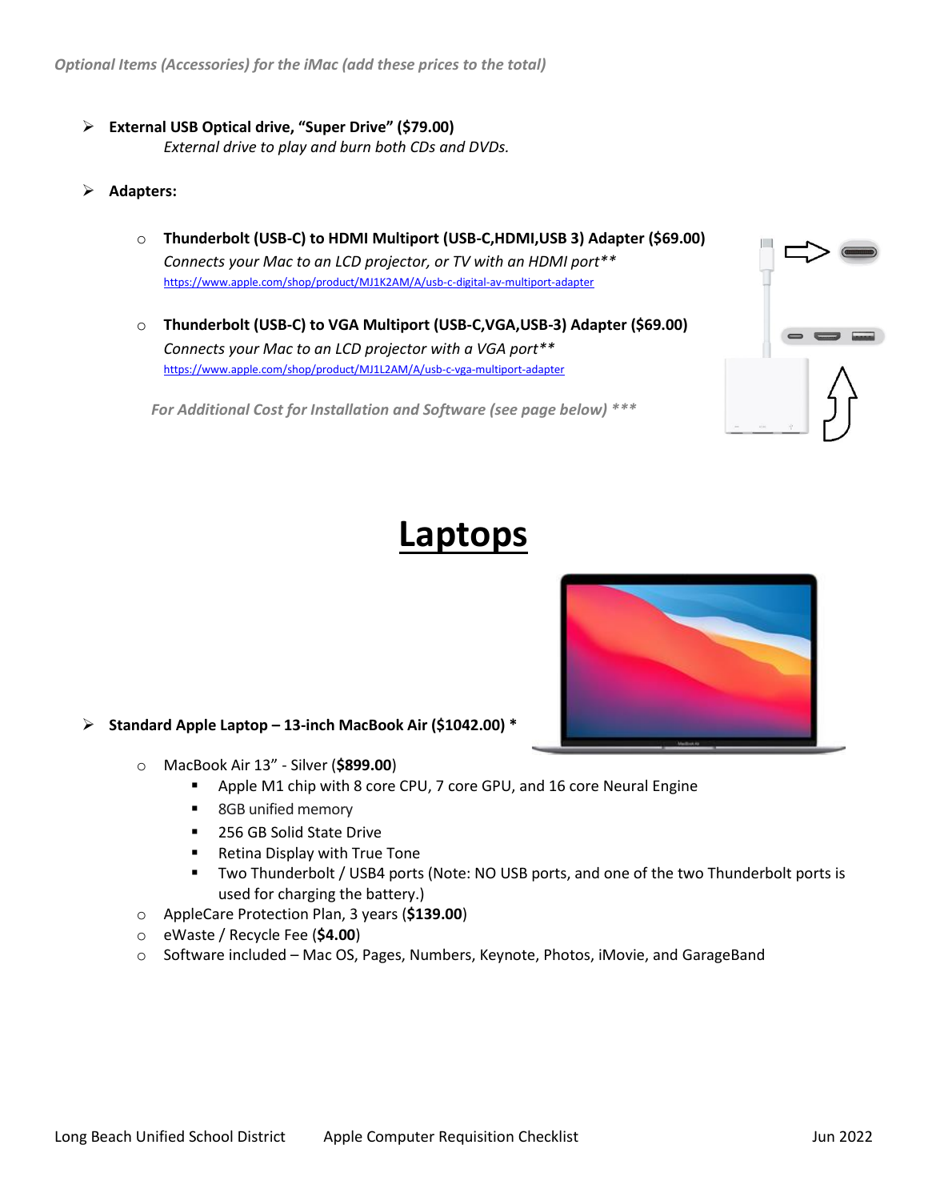*Optional Items (Accessories) for the iMac (add these prices to the total)*

- **External USB Optical drive, "Super Drive" ($79.00)**
  *External drive to play and burn both CDs and DVDs.*

- **Adapters:**
  - **Thunderbolt (USB-C) to HDMI Multiport (USB-C,HDMI,USB 3) Adapter ($69.00)**
    *Connects your Mac to an LCD projector, or TV with an HDMI port***
    https://www.apple.com/shop/product/MJ1K2AM/A/usb-c-digital-av-multiport-adapter
  - **Thunderbolt (USB-C) to VGA Multiport (USB-C,VGA,USB-3) Adapter ($69.00)**
    *Connects your Mac to an LCD projector with a VGA port***
    https://www.apple.com/shop/product/MJ1L2AM/A/usb-c-vga-multiport-adapter

  ***For Additional Cost for Installation and Software (see page below) \*\*\****

# Laptops

- **Standard Apple Laptop – 13-inch MacBook Air ($1042.00) \***
  - MacBook Air 13" - Silver (**$899.00**)
    - Apple M1 chip with 8 core CPU, 7 core GPU, and 16 core Neural Engine
    - 8GB unified memory
    - 256 GB Solid State Drive
    - Retina Display with True Tone
    - Two Thunderbolt / USB4 ports (Note: NO USB ports, and one of the two Thunderbolt ports is used for charging the battery.)
  - AppleCare Protection Plan, 3 years (**$139.00**)
  - eWaste / Recycle Fee (**$4.00**)
  - Software included – Mac OS, Pages, Numbers, Keynote, Photos, iMovie, and GarageBand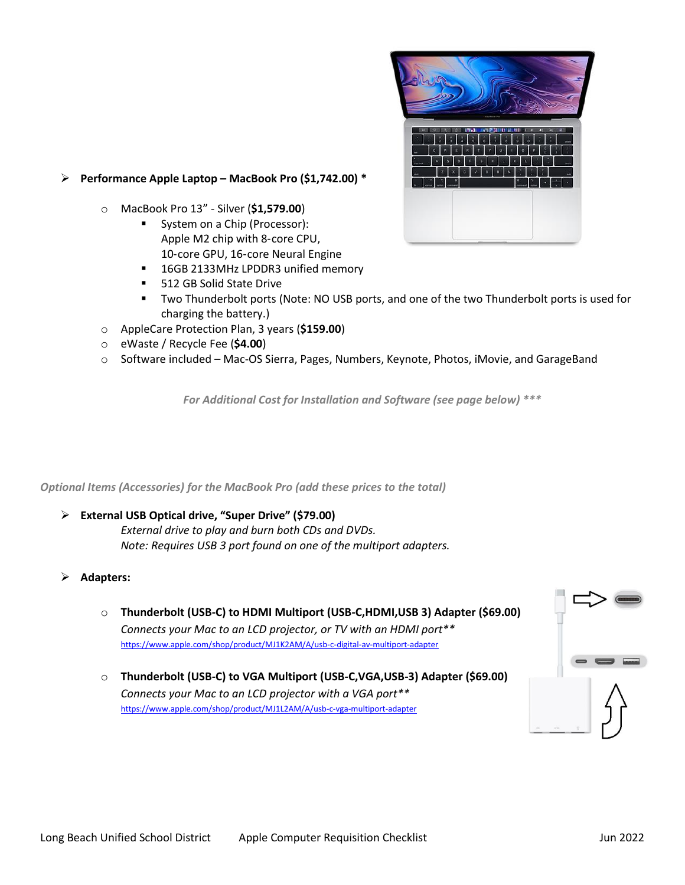- **Performance Apple Laptop – MacBook Pro ($1,742.00) \***
  - MacBook Pro 13" - Silver (**$1,579.00**)
    - System on a Chip (Processor): Apple M2 chip with 8-core CPU, 10-core GPU, 16-core Neural Engine
    - 16GB 2133MHz LPDDR3 unified memory
    - 512 GB Solid State Drive
    - Two Thunderbolt ports (Note: NO USB ports, and one of the two Thunderbolt ports is used for charging the battery.)
  - AppleCare Protection Plan, 3 years (**$159.00**)
  - eWaste / Recycle Fee (**$4.00**)
  - Software included – Mac-OS Sierra, Pages, Numbers, Keynote, Photos, iMovie, and GarageBand

*For Additional Cost for Installation and Software (see page below) \*\*\**

*Optional Items (Accessories) for the MacBook Pro (add these prices to the total)*

- **External USB Optical drive, "Super Drive" ($79.00)**
  *External drive to play and burn both CDs and DVDs.*
  *Note: Requires USB 3 port found on one of the multiport adapters.*

- **Adapters:**
  - **Thunderbolt (USB-C) to HDMI Multiport (USB-C,HDMI,USB 3) Adapter ($69.00)**
    *Connects your Mac to an LCD projector, or TV with an HDMI port\*\**
    https://www.apple.com/shop/product/MJ1K2AM/A/usb-c-digital-av-multiport-adapter
  - **Thunderbolt (USB-C) to VGA Multiport (USB-C,VGA,USB-3) Adapter ($69.00)**
    *Connects your Mac to an LCD projector with a VGA port\*\**
    https://www.apple.com/shop/product/MJ1L2AM/A/usb-c-vga-multiport-adapter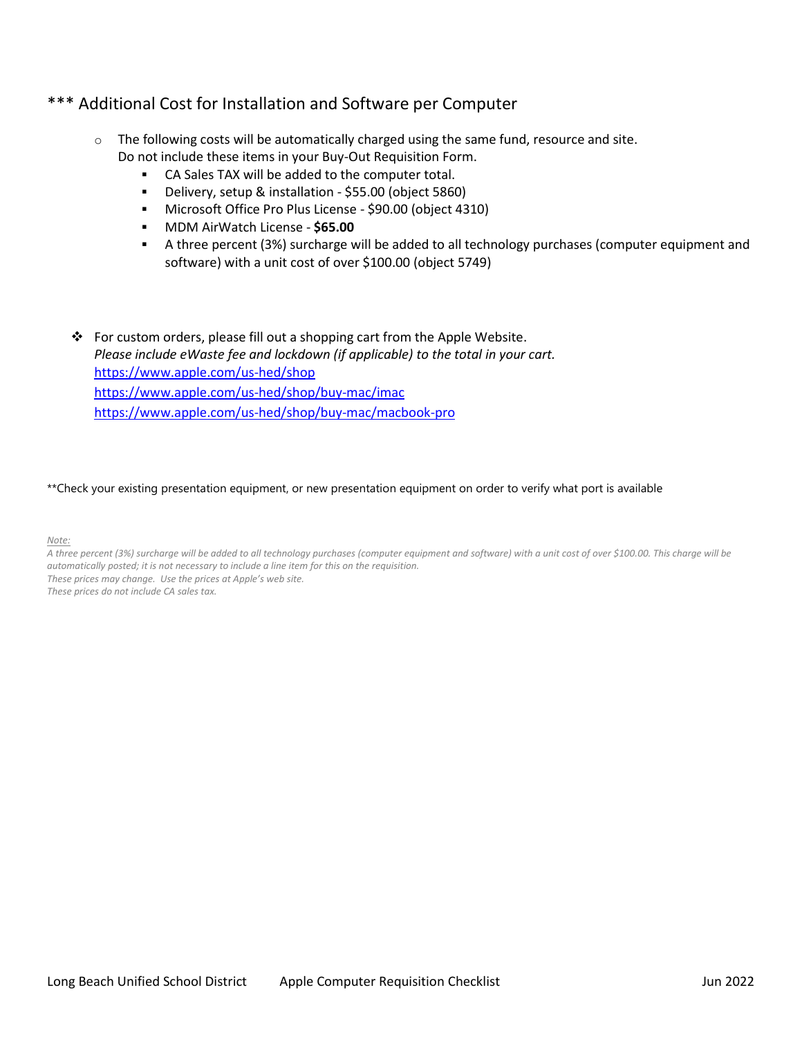## *** Additional Cost for Installation and Software per Computer

- The following costs will be automatically charged using the same fund, resource and site.
  Do not include these items in your Buy-Out Requisition Form.
  - CA Sales TAX will be added to the computer total.
  - Delivery, setup & installation - $55.00 (object 5860)
  - Microsoft Office Pro Plus License - $90.00 (object 4310)
  - MDM AirWatch License - **$65.00**
  - A three percent (3%) surcharge will be added to all technology purchases (computer equipment and software) with a unit cost of over $100.00 (object 5749)

- For custom orders, please fill out a shopping cart from the Apple Website.
  *Please include eWaste fee and lockdown (if applicable) to the total in your cart.*
  https://www.apple.com/us-hed/shop
  https://www.apple.com/us-hed/shop/buy-mac/imac
  https://www.apple.com/us-hed/shop/buy-mac/macbook-pro

**Check your existing presentation equipment, or new presentation equipment on order to verify what port is available

*Note:*
*A three percent (3%) surcharge will be added to all technology purchases (computer equipment and software) with a unit cost of over $100.00. This charge will be automatically posted; it is not necessary to include a line item for this on the requisition.*
*These prices may change. Use the prices at Apple's web site.*
*These prices do not include CA sales tax.*